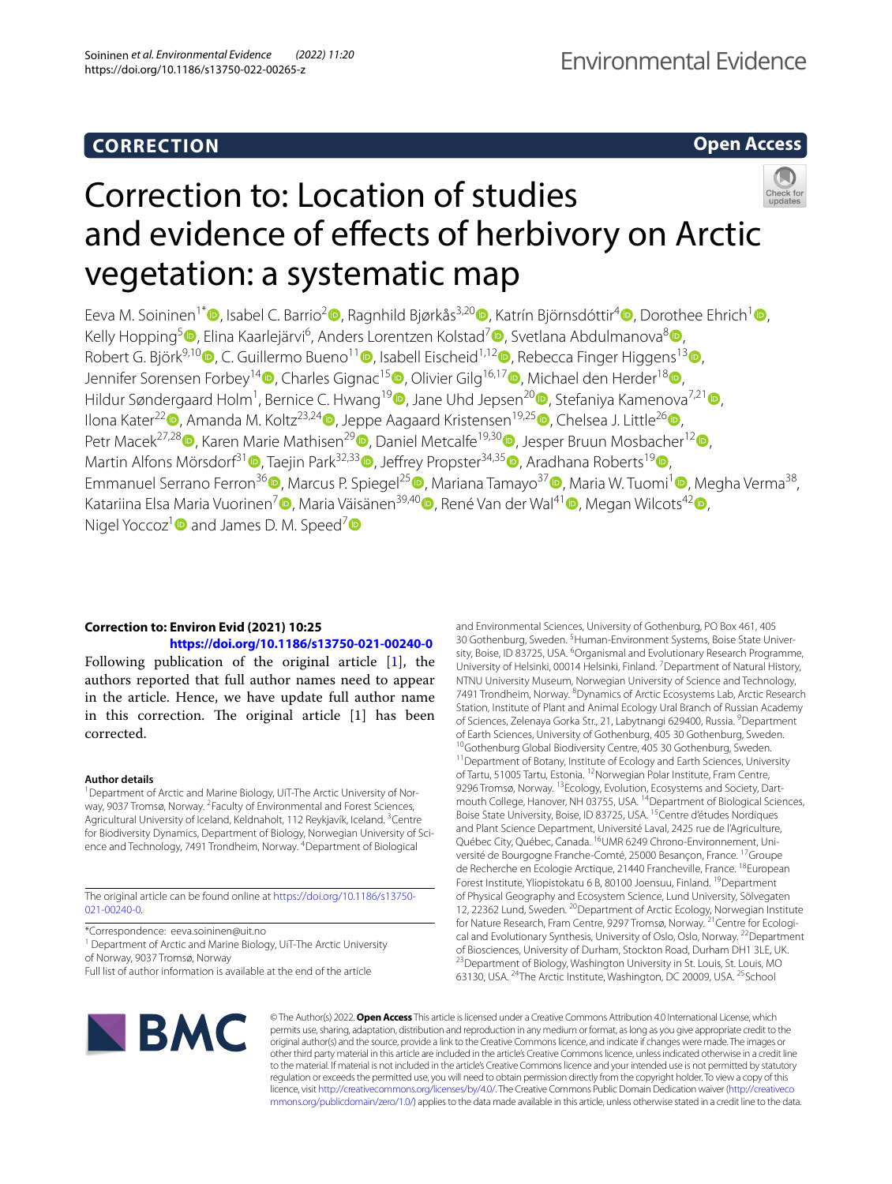CORRECTION

Open Access

# Correction to: Location of studies and evidence of effects of herbivory on Arctic vegetation: a systematic map

Eeva M. Soininen[1*], Isabel C. Barrio[2], Ragnhild Bjørkås[3,20], Katrín Björnsdóttir[4], Dorothee Ehrich[1], Kelly Hopping[5], Elina Kaarlejärvi[6], Anders Lorentzen Kolstad[7], Svetlana Abdulmanova[8], Robert G. Björk[9,10], C. Guillermo Bueno[11], Isabell Eischeid[1,12], Rebecca Finger Higgens[13], Jennifer Sorensen Forbey[14], Charles Gignac[15], Olivier Gilg[16,17], Michael den Herder[18], Hildur Søndergaard Holm[1], Bernice C. Hwang[19], Jane Uhd Jepsen[20], Stefaniya Kamenova[7,21], Ilona Kater[22], Amanda M. Koltz[23,24], Jeppe Aagaard Kristensen[19,25], Chelsea J. Little[26], Petr Macek[27,28], Karen Marie Mathisen[29], Daniel Metcalfe[19,30], Jesper Bruun Mosbacher[12], Martin Alfons Mörsdorf[31], Taejin Park[32,33], Jeffrey Propster[34,35], Aradhana Roberts[19], Emmanuel Serrano Ferron[36], Marcus P. Spiegel[25], Mariana Tamayo[37], Maria W. Tuomi[1], Megha Verma[38], Katariina Elsa Maria Vuorinen[7], Maria Väisänen[39,40], René Van der Wal[41], Megan Wilcots[42], Nigel Yoccoz[1] and James D. M. Speed[7]

**Correction to: Environ Evid (2021) 10:25**
**https://doi.org/10.1186/s13750-021-00240-0**

Following publication of the original article [1], the authors reported that full author names need to appear in the article. Hence, we have update full author name in this correction. The original article [1] has been corrected.

The original article can be found online at https://doi.org/10.1186/s13750-021-00240-0.

*Correspondence: eeva.soininen@uit.no
[1] Department of Arctic and Marine Biology, UiT-The Arctic University of Norway, 9037 Tromsø, Norway
Full list of author information is available at the end of the article

**Author details**

[1]Department of Arctic and Marine Biology, UiT-The Arctic University of Norway, 9037 Tromsø, Norway. [2]Faculty of Environmental and Forest Sciences, Agricultural University of Iceland, Keldnaholt, 112 Reykjavík, Iceland. [3]Centre for Biodiversity Dynamics, Department of Biology, Norwegian University of Science and Technology, 7491 Trondheim, Norway. [4]Department of Biological and Environmental Sciences, University of Gothenburg, PO Box 461, 405 30 Gothenburg, Sweden. [5]Human-Environment Systems, Boise State University, Boise, ID 83725, USA. [6]Organismal and Evolutionary Research Programme, University of Helsinki, 00014 Helsinki, Finland. [7]Department of Natural History, NTNU University Museum, Norwegian University of Science and Technology, 7491 Trondheim, Norway. [8]Dynamics of Arctic Ecosystems Lab, Arctic Research Station, Institute of Plant and Animal Ecology Ural Branch of Russian Academy of Sciences, Zelenaya Gorka Str., 21, Labytnangi 629400, Russia. [9]Department of Earth Sciences, University of Gothenburg, 405 30 Gothenburg, Sweden. [10]Gothenburg Global Biodiversity Centre, 405 30 Gothenburg, Sweden. [11]Department of Botany, Institute of Ecology and Earth Sciences, University of Tartu, 51005 Tartu, Estonia. [12]Norwegian Polar Institute, Fram Centre, 9296 Tromsø, Norway. [13]Ecology, Evolution, Ecosystems and Society, Dartmouth College, Hanover, NH 03755, USA. [14]Department of Biological Sciences, Boise State University, Boise, ID 83725, USA. [15]Centre d'études Nordiques and Plant Science Department, Université Laval, 2425 rue de l'Agriculture, Québec City, Québec, Canada. [16]UMR 6249 Chrono-Environnement, Université de Bourgogne Franche-Comté, 25000 Besançon, France. [17]Groupe de Recherche en Ecologie Arctique, 21440 Francheville, France. [18]European Forest Institute, Yliopistokatu 6 B, 80100 Joensuu, Finland. [19]Department of Physical Geography and Ecosystem Science, Lund University, Sölvegaten 12, 22362 Lund, Sweden. [20]Department of Arctic Ecology, Norwegian Institute for Nature Research, Fram Centre, 9297 Tromsø, Norway. [21]Centre for Ecological and Evolutionary Synthesis, University of Oslo, Oslo, Norway. [22]Department of Biosciences, University of Durham, Stockton Road, Durham DH1 3LE, UK. [23]Department of Biology, Washington University in St. Louis, St. Louis, MO 63130, USA. [24]The Arctic Institute, Washington, DC 20009, USA. [25]School

© The Author(s) 2022. **Open Access** This article is licensed under a Creative Commons Attribution 4.0 International License, which permits use, sharing, adaptation, distribution and reproduction in any medium or format, as long as you give appropriate credit to the original author(s) and the source, provide a link to the Creative Commons licence, and indicate if changes were made. The images or other third party material in this article are included in the article's Creative Commons licence, unless indicated otherwise in a credit line to the material. If material is not included in the article's Creative Commons licence and your intended use is not permitted by statutory regulation or exceeds the permitted use, you will need to obtain permission directly from the copyright holder. To view a copy of this licence, visit http://creativecommons.org/licenses/by/4.0/. The Creative Commons Public Domain Dedication waiver (http://creativecommons.org/publicdomain/zero/1.0/) applies to the data made available in this article, unless otherwise stated in a credit line to the data.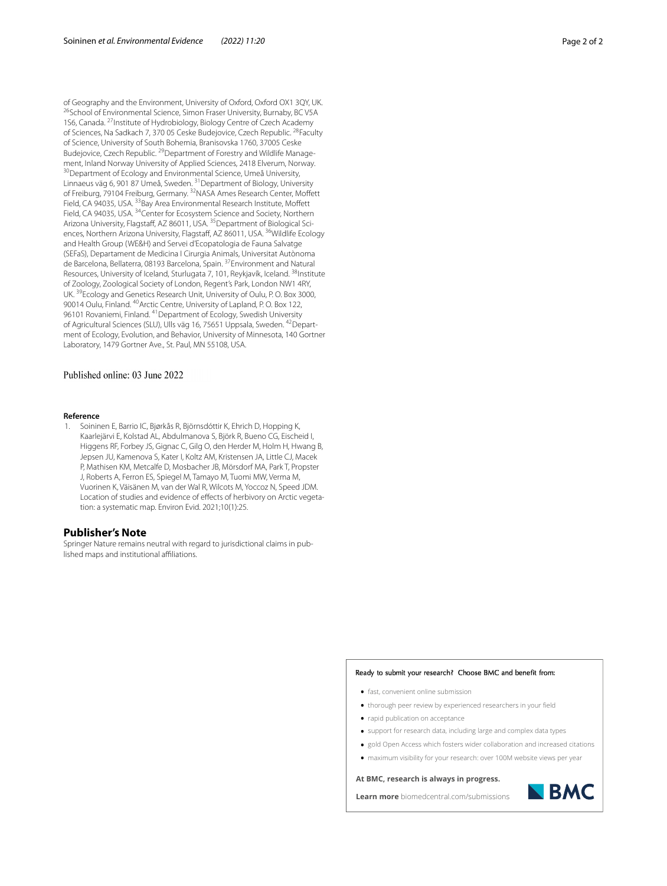of Geography and the Environment, University of Oxford, Oxford OX1 3QY, UK. [26]School of Environmental Science, Simon Fraser University, Burnaby, BC V5A 1S6, Canada. [27]Institute of Hydrobiology, Biology Centre of Czech Academy of Sciences, Na Sadkach 7, 370 05 Ceske Budejovice, Czech Republic. [28]Faculty of Science, University of South Bohemia, Branisovska 1760, 37005 Ceske Budejovice, Czech Republic. [29]Department of Forestry and Wildlife Management, Inland Norway University of Applied Sciences, 2418 Elverum, Norway. [30]Department of Ecology and Environmental Science, Umeå University, Linnaeus väg 6, 901 87 Umeå, Sweden. [31]Department of Biology, University of Freiburg, 79104 Freiburg, Germany. [32]NASA Ames Research Center, Moffett Field, CA 94035, USA. [33]Bay Area Environmental Research Institute, Moffett Field, CA 94035, USA. [34]Center for Ecosystem Science and Society, Northern Arizona University, Flagstaff, AZ 86011, USA. [35]Department of Biological Sciences, Northern Arizona University, Flagstaff, AZ 86011, USA. [36]Wildlife Ecology and Health Group (WE&H) and Servei d'Ecopatologia de Fauna Salvatge (SEFaS), Departament de Medicina I Cirurgia Animals, Universitat Autònoma de Barcelona, Bellaterra, 08193 Barcelona, Spain. [37]Environment and Natural Resources, University of Iceland, Sturlugata 7, 101, Reykjavík, Iceland. [38]Institute of Zoology, Zoological Society of London, Regent's Park, London NW1 4RY, UK. [39]Ecology and Genetics Research Unit, University of Oulu, P. O. Box 3000, 90014 Oulu, Finland. [40]Arctic Centre, University of Lapland, P. O. Box 122, 96101 Rovaniemi, Finland. [41]Department of Ecology, Swedish University of Agricultural Sciences (SLU), Ulls väg 16, 75651 Uppsala, Sweden. [42]Department of Ecology, Evolution, and Behavior, University of Minnesota, 140 Gortner Laboratory, 1479 Gortner Ave., St. Paul, MN 55108, USA.

Published online: 03 June 2022

**Reference**

1. Soininen E, Barrio IC, Bjørkås R, Björnsdóttir K, Ehrich D, Hopping K, Kaarlejärvi E, Kolstad AL, Abdulmanova S, Björk R, Bueno CG, Eischeid I, Higgens RF, Forbey JS, Gignac C, Gilg O, den Herder M, Holm H, Hwang B, Jepsen JU, Kamenova S, Kater I, Koltz AM, Kristensen JA, Little CJ, Macek P, Mathisen KM, Metcalfe D, Mosbacher JB, Mörsdorf MA, Park T, Propster J, Roberts A, Ferron ES, Spiegel M, Tamayo M, Tuomi MW, Verma M, Vuorinen K, Väisänen M, van der Wal R, Wilcots M, Yoccoz N, Speed JDM. Location of studies and evidence of effects of herbivory on Arctic vegetation: a systematic map. Environ Evid. 2021;10(1):25.

## Publisher's Note

Springer Nature remains neutral with regard to jurisdictional claims in published maps and institutional affiliations.

Ready to submit your research? Choose BMC and benefit from:

- fast, convenient online submission
- thorough peer review by experienced researchers in your field
- rapid publication on acceptance
- support for research data, including large and complex data types
- gold Open Access which fosters wider collaboration and increased citations
- maximum visibility for your research: over 100M website views per year

**At BMC, research is always in progress.**

**Learn more** biomedcentral.com/submissions

BMC